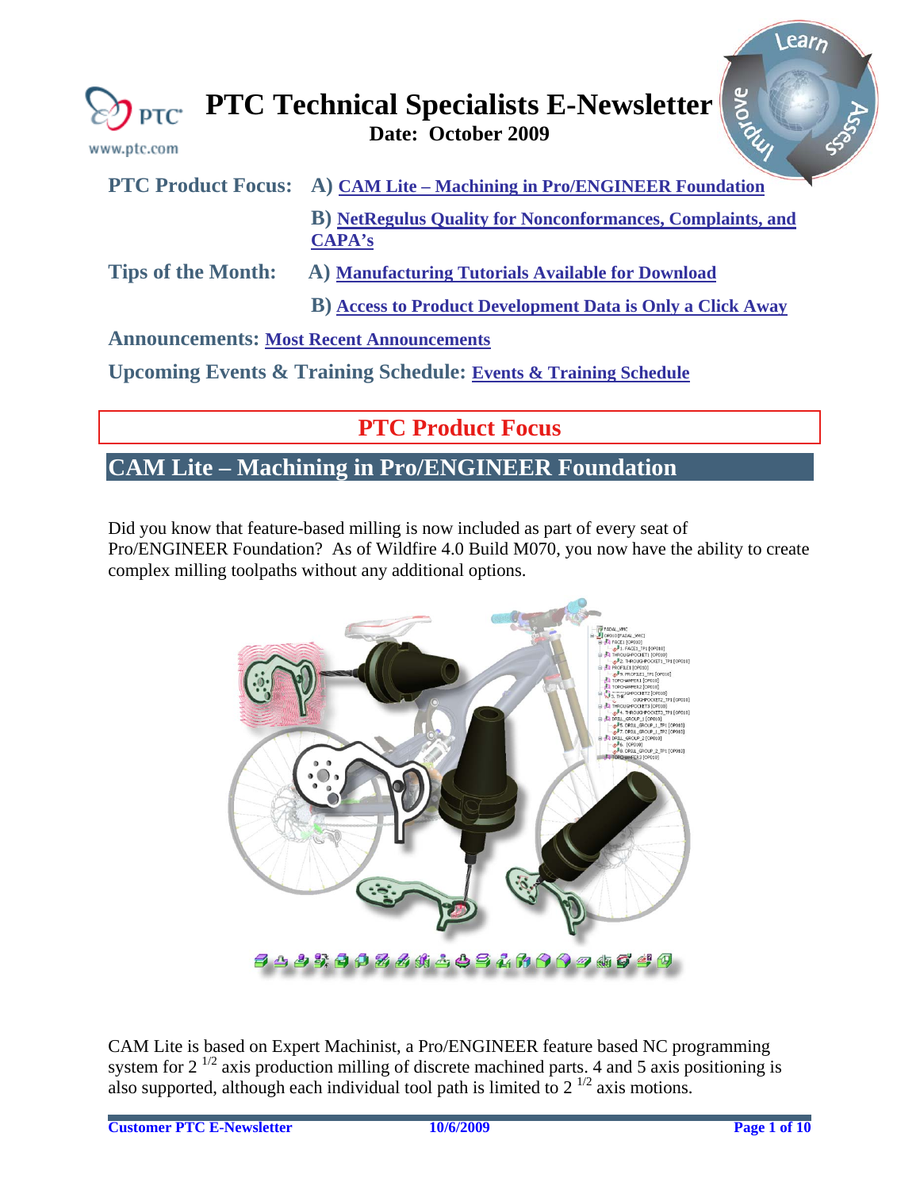# PTC Technical Specialists E-Newsletter

**Date: October 2009**

**PTC Product Focus:** A) CAM Lite – Machining in Pro/ENGINEER Foundation

B) NetRegulus Quality for Nonconformances, Complaints, and CAPA's

**Tips of the Month:** A) Manufacturing Tutorials Available for Download

B) Access to Product Development Data is Only a Click Away

**Announcements:** Most Recent Announcements

**Upcoming Events & Training Schedule:** Events & Training Schedule

## PTC Product Focus

## CAM Lite – Machining in Pro/ENGINEER Foundation

Did you know that feature-based milling is now included as part of every seat of Pro/ENGINEER Foundation? As of Wildfire 4.0 Build M070, you now have the ability to create complex milling toolpaths without any additional options.

CAM Lite is based on Expert Machinist, a Pro/ENGINEER feature based NC programming system for 2 $^{1/2}$ axis production milling of discrete machined parts. 4 and 5 axis positioning is also supported, although each individual tool path is limited to 2 $^{1/2}$ axis motions.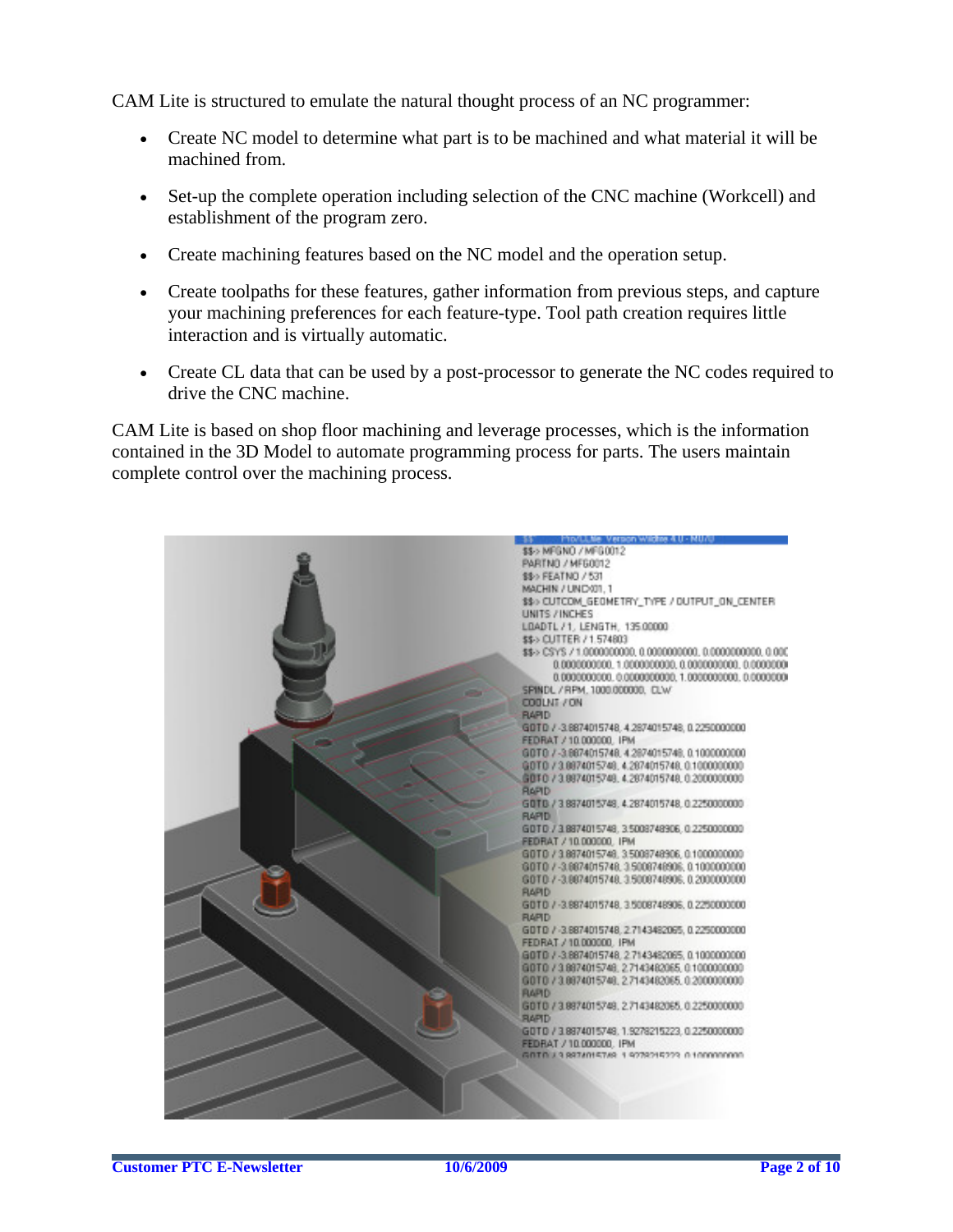CAM Lite is structured to emulate the natural thought process of an NC programmer:

- Create NC model to determine what part is to be machined and what material it will be machined from.
- Set-up the complete operation including selection of the CNC machine (Workcell) and establishment of the program zero.
- Create machining features based on the NC model and the operation setup.
- Create toolpaths for these features, gather information from previous steps, and capture your machining preferences for each feature-type. Tool path creation requires little interaction and is virtually automatic.
- Create CL data that can be used by a post-processor to generate the NC codes required to drive the CNC machine.

CAM Lite is based on shop floor machining and leverage processes, which is the information contained in the 3D Model to automate programming process for parts. The users maintain complete control over the machining process.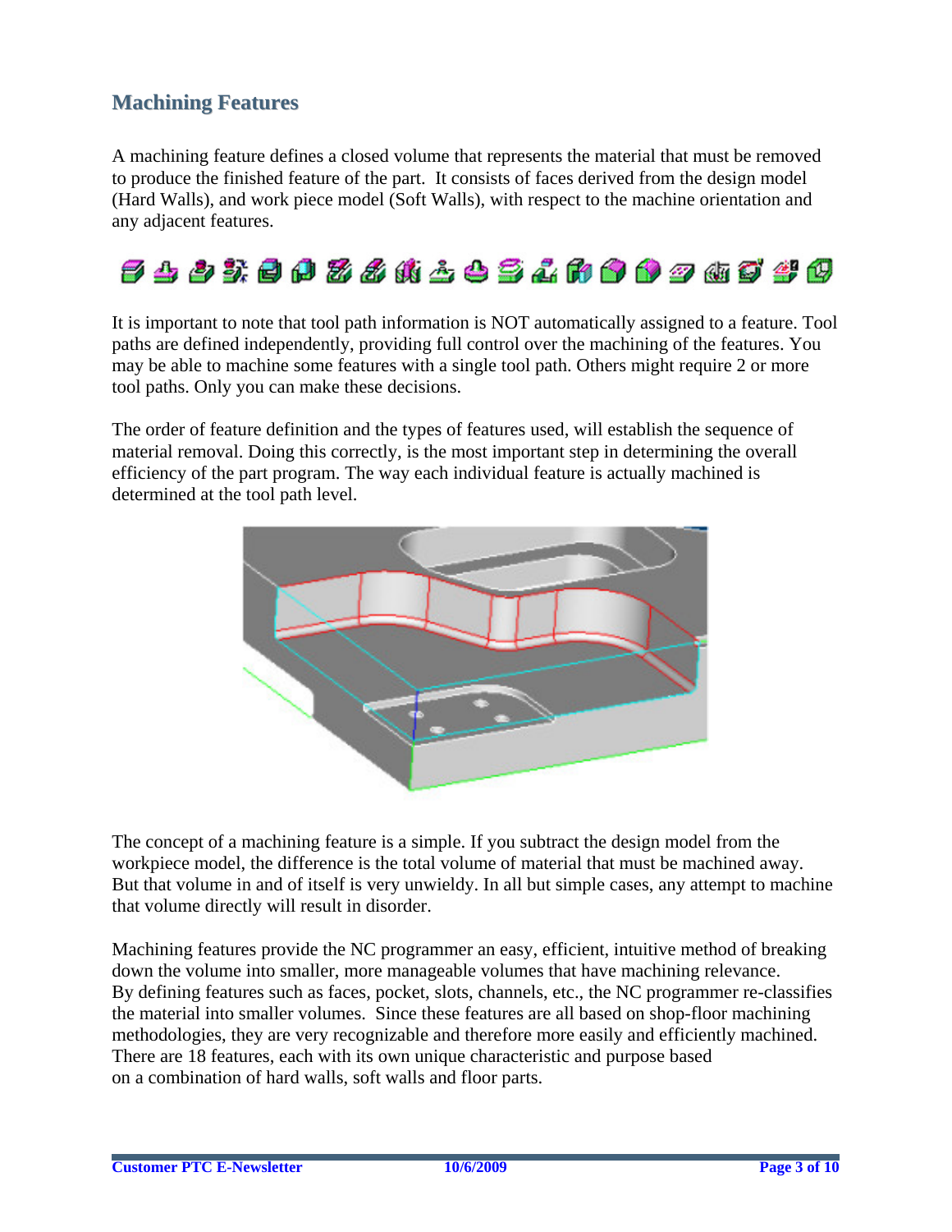## Machining Features

A machining feature defines a closed volume that represents the material that must be removed to produce the finished feature of the part. It consists of faces derived from the design model (Hard Walls), and work piece model (Soft Walls), with respect to the machine orientation and any adjacent features.

It is important to note that tool path information is NOT automatically assigned to a feature. Tool paths are defined independently, providing full control over the machining of the features. You may be able to machine some features with a single tool path. Others might require 2 or more tool paths. Only you can make these decisions.

The order of feature definition and the types of features used, will establish the sequence of material removal. Doing this correctly, is the most important step in determining the overall efficiency of the part program. The way each individual feature is actually machined is determined at the tool path level.

The concept of a machining feature is a simple. If you subtract the design model from the workpiece model, the difference is the total volume of material that must be machined away. But that volume in and of itself is very unwieldy. In all but simple cases, any attempt to machine that volume directly will result in disorder.

Machining features provide the NC programmer an easy, efficient, intuitive method of breaking down the volume into smaller, more manageable volumes that have machining relevance. By defining features such as faces, pocket, slots, channels, etc., the NC programmer re-classifies the material into smaller volumes. Since these features are all based on shop-floor machining methodologies, they are very recognizable and therefore more easily and efficiently machined. There are 18 features, each with its own unique characteristic and purpose based on a combination of hard walls, soft walls and floor parts.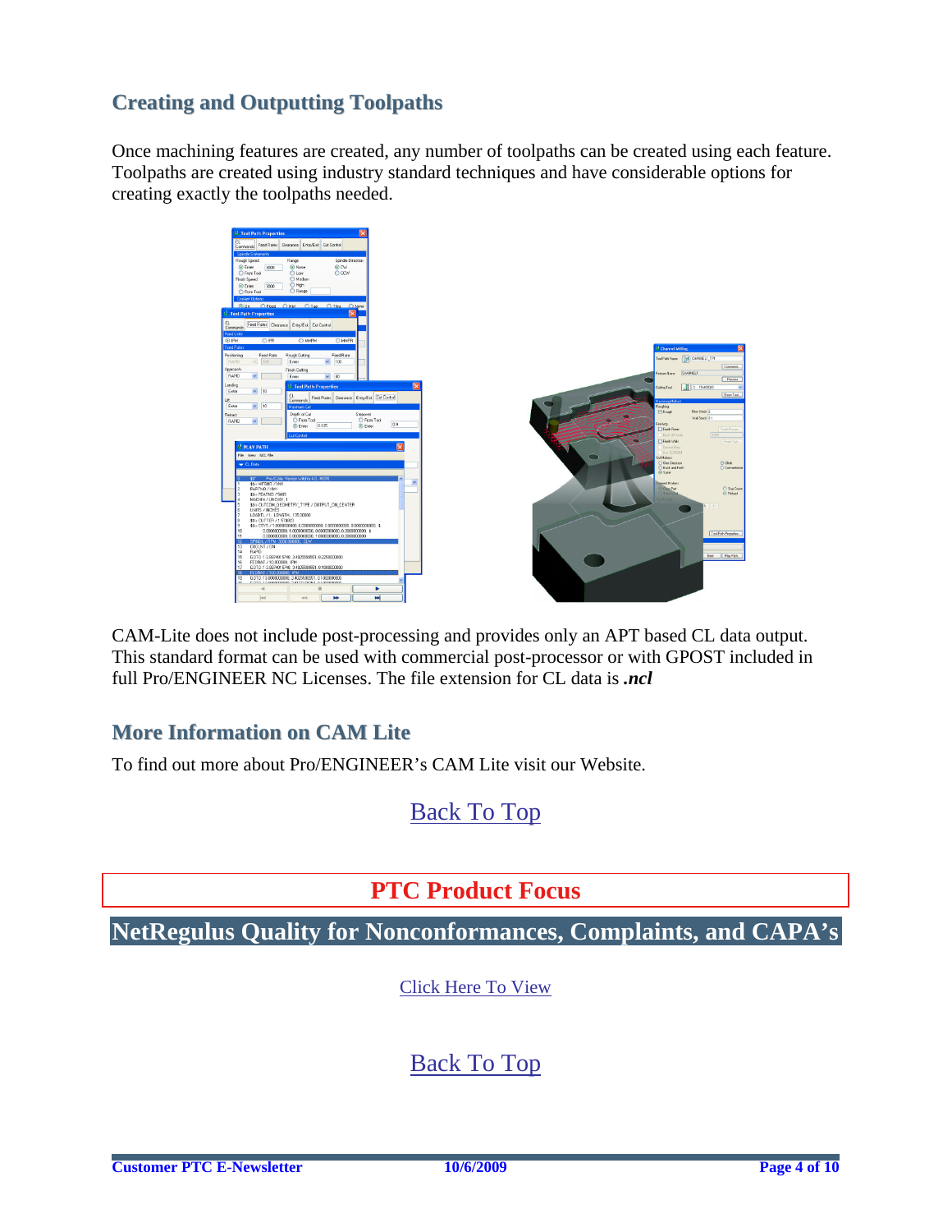## Creating and Outputting Toolpaths

Once machining features are created, any number of toolpaths can be created using each feature. Toolpaths are created using industry standard techniques and have considerable options for creating exactly the toolpaths needed.

CAM-Lite does not include post-processing and provides only an APT based CL data output. This standard format can be used with commercial post-processor or with GPOST included in full Pro/ENGINEER NC Licenses. The file extension for CL data is ***.ncl***

## More Information on CAM Lite

To find out more about Pro/ENGINEER's CAM Lite visit our Website.

Back To Top

**PTC Product Focus**

## NetRegulus Quality for Nonconformances, Complaints, and CAPA's

Click Here To View

Back To Top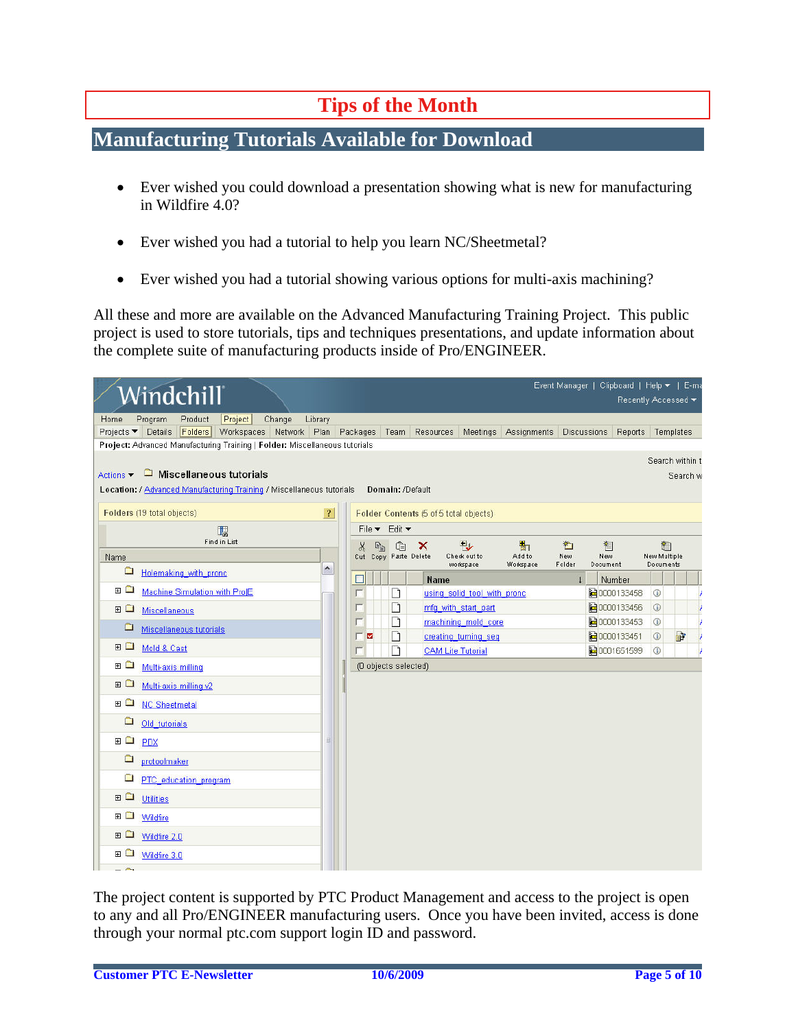# Tips of the Month

## Manufacturing Tutorials Available for Download

- Ever wished you could download a presentation showing what is new for manufacturing in Wildfire 4.0?
- Ever wished you had a tutorial to help you learn NC/Sheetmetal?
- Ever wished you had a tutorial showing various options for multi-axis machining?

All these and more are available on the Advanced Manufacturing Training Project. This public project is used to store tutorials, tips and techniques presentations, and update information about the complete suite of manufacturing products inside of Pro/ENGINEER.

The project content is supported by PTC Product Management and access to the project is open to any and all Pro/ENGINEER manufacturing users. Once you have been invited, access is done through your normal ptc.com support login ID and password.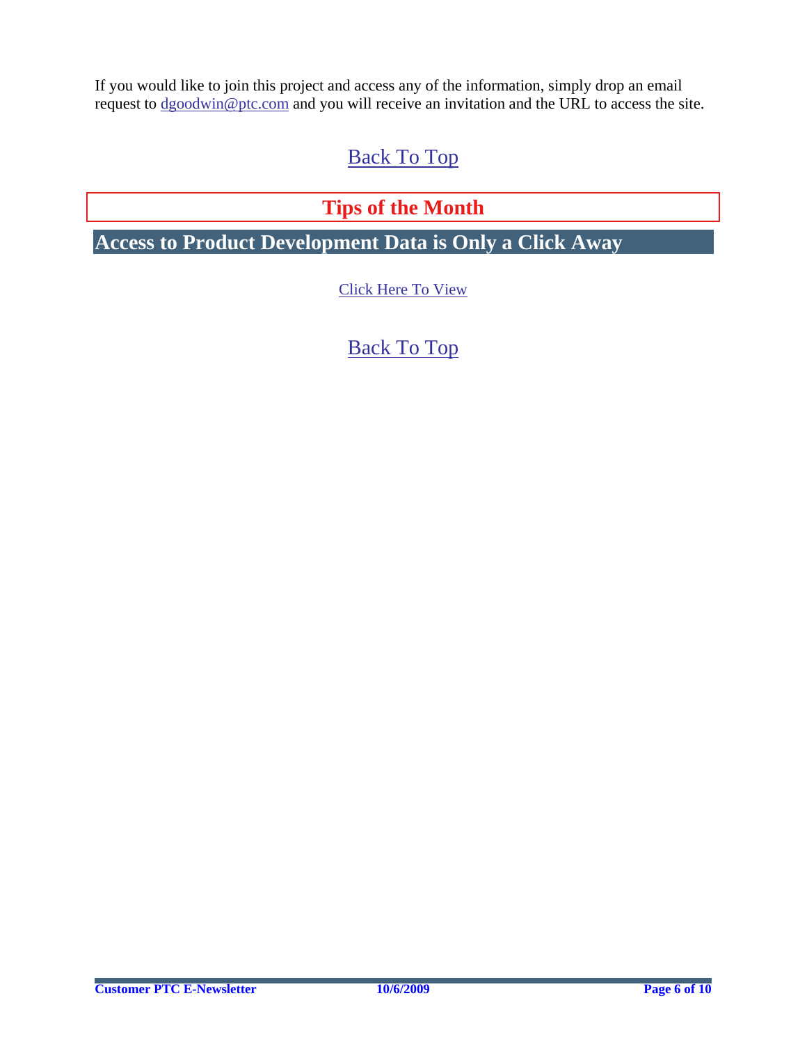If you would like to join this project and access any of the information, simply drop an email request to dgoodwin@ptc.com and you will receive an invitation and the URL to access the site.

Back To Top

## Tips of the Month

## Access to Product Development Data is Only a Click Away

Click Here To View

Back To Top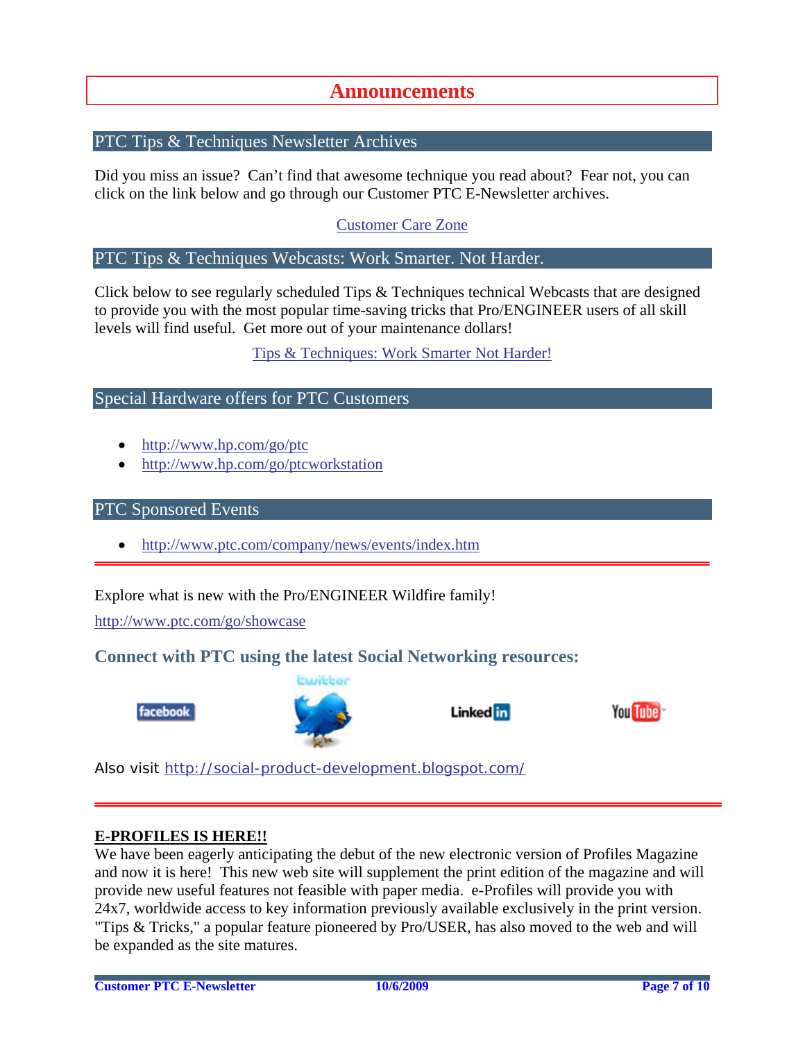# Announcements

## PTC Tips & Techniques Newsletter Archives

Did you miss an issue? Can't find that awesome technique you read about? Fear not, you can click on the link below and go through our Customer PTC E-Newsletter archives.

Customer Care Zone

## PTC Tips & Techniques Webcasts: Work Smarter. Not Harder.

Click below to see regularly scheduled Tips & Techniques technical Webcasts that are designed to provide you with the most popular time-saving tricks that Pro/ENGINEER users of all skill levels will find useful. Get more out of your maintenance dollars!

Tips & Techniques: Work Smarter Not Harder!

## Special Hardware offers for PTC Customers

- http://www.hp.com/go/ptc
- http://www.hp.com/go/ptcworkstation

## PTC Sponsored Events

- http://www.ptc.com/company/news/events/index.htm

---

Explore what is new with the Pro/ENGINEER Wildfire family!

http://www.ptc.com/go/showcase

### Connect with PTC using the latest Social Networking resources:

facebook twitter LinkedIn YouTube

Also visit http://social-product-development.blogspot.com/

---

**E-PROFILES IS HERE!!**

We have been eagerly anticipating the debut of the new electronic version of Profiles Magazine and now it is here! This new web site will supplement the print edition of the magazine and will provide new useful features not feasible with paper media. e-Profiles will provide you with 24x7, worldwide access to key information previously available exclusively in the print version. "Tips & Tricks," a popular feature pioneered by Pro/USER, has also moved to the web and will be expanded as the site matures.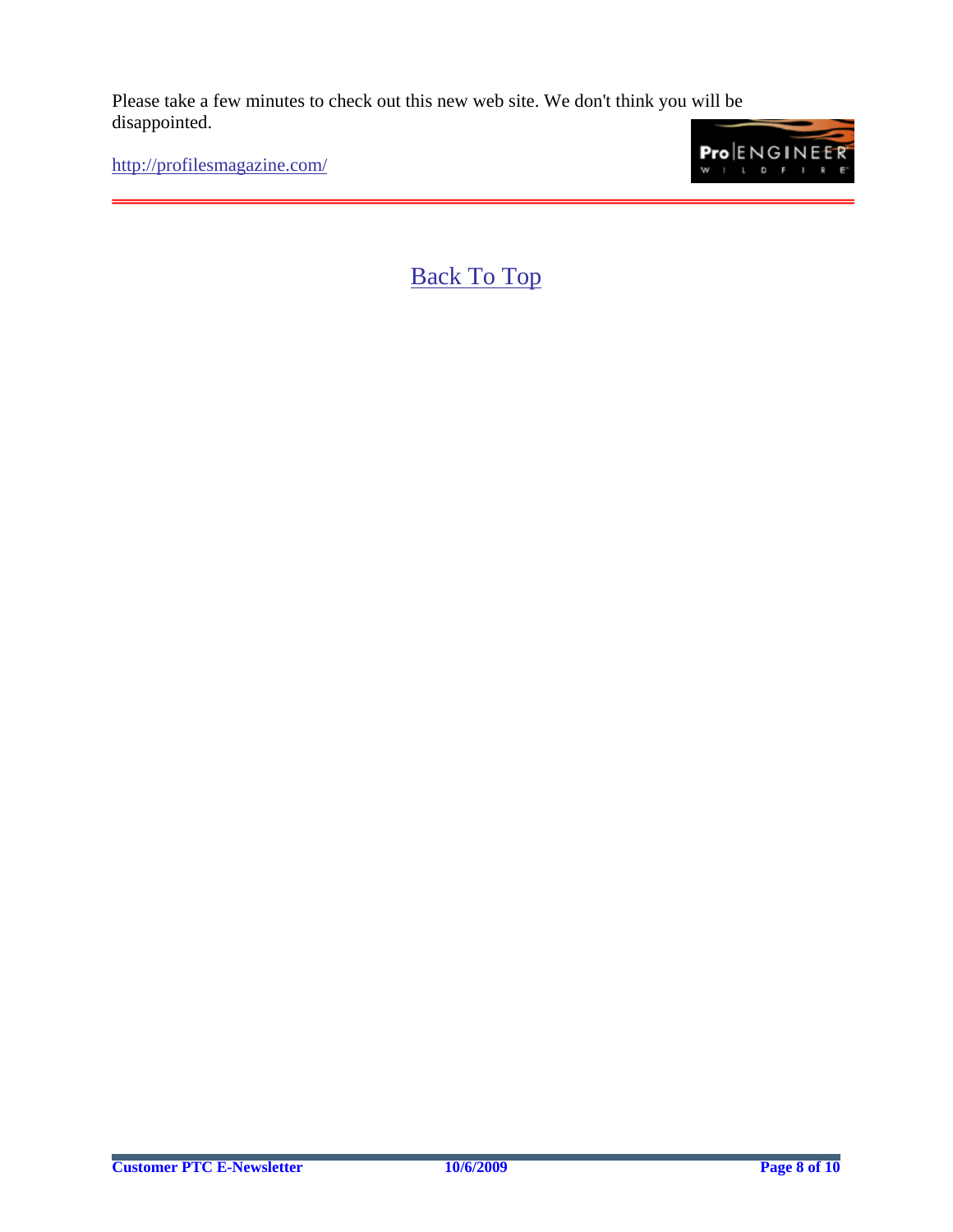Please take a few minutes to check out this new web site. We don't think you will be disappointed.

http://profilesmagazine.com/

---

Back To Top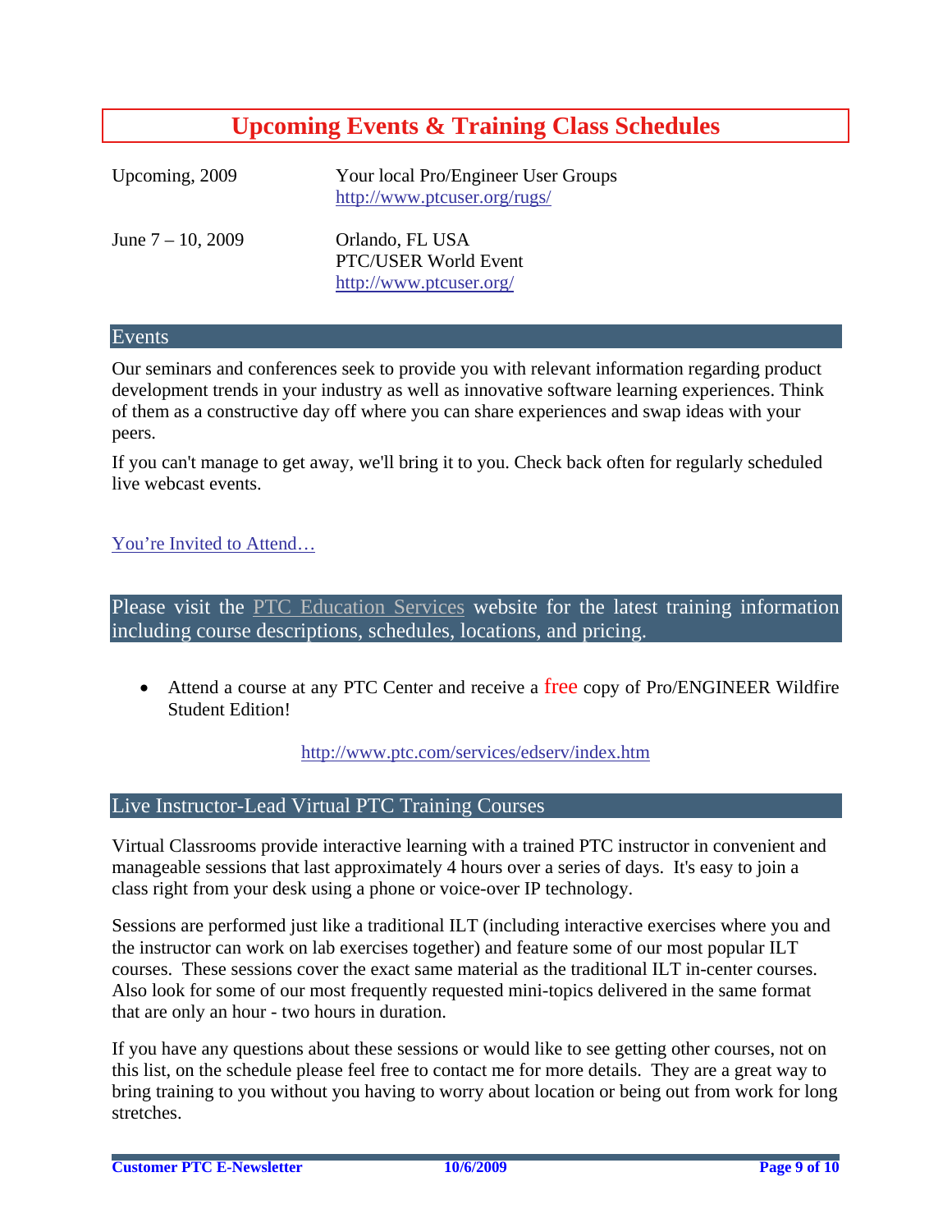# Upcoming Events & Training Class Schedules

| | |
|---|---|
| Upcoming, 2009 | Your local Pro/Engineer User Groups<br>http://www.ptcuser.org/rugs/ |
| June 7 – 10, 2009 | Orlando, FL USA<br>PTC/USER World Event<br>http://www.ptcuser.org/ |

## Events

Our seminars and conferences seek to provide you with relevant information regarding product development trends in your industry as well as innovative software learning experiences. Think of them as a constructive day off where you can share experiences and swap ideas with your peers.

If you can't manage to get away, we'll bring it to you. Check back often for regularly scheduled live webcast events.

You're Invited to Attend…

## Please visit the PTC Education Services website for the latest training information including course descriptions, schedules, locations, and pricing.

- Attend a course at any PTC Center and receive a free copy of Pro/ENGINEER Wildfire Student Edition!

http://www.ptc.com/services/edserv/index.htm

## Live Instructor-Lead Virtual PTC Training Courses

Virtual Classrooms provide interactive learning with a trained PTC instructor in convenient and manageable sessions that last approximately 4 hours over a series of days. It's easy to join a class right from your desk using a phone or voice-over IP technology.

Sessions are performed just like a traditional ILT (including interactive exercises where you and the instructor can work on lab exercises together) and feature some of our most popular ILT courses. These sessions cover the exact same material as the traditional ILT in-center courses. Also look for some of our most frequently requested mini-topics delivered in the same format that are only an hour - two hours in duration.

If you have any questions about these sessions or would like to see getting other courses, not on this list, on the schedule please feel free to contact me for more details. They are a great way to bring training to you without you having to worry about location or being out from work for long stretches.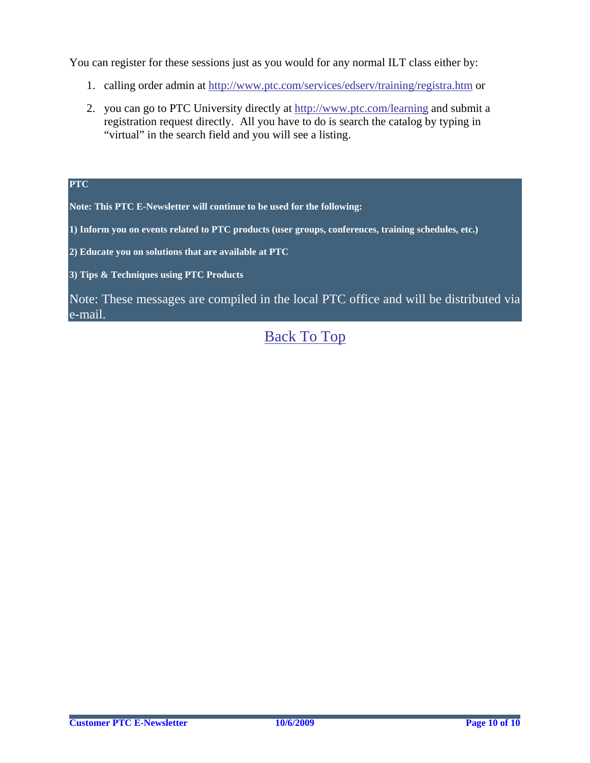You can register for these sessions just as you would for any normal ILT class either by:

1. calling order admin at http://www.ptc.com/services/edserv/training/registra.htm or
2. you can go to PTC University directly at http://www.ptc.com/learning and submit a registration request directly. All you have to do is search the catalog by typing in "virtual" in the search field and you will see a listing.

**PTC**

**Note: This PTC E-Newsletter will continue to be used for the following:**

**1) Inform you on events related to PTC products (user groups, conferences, training schedules, etc.)**

**2) Educate you on solutions that are available at PTC**

**3) Tips & Techniques using PTC Products**

Note: These messages are compiled in the local PTC office and will be distributed via e-mail.

Back To Top